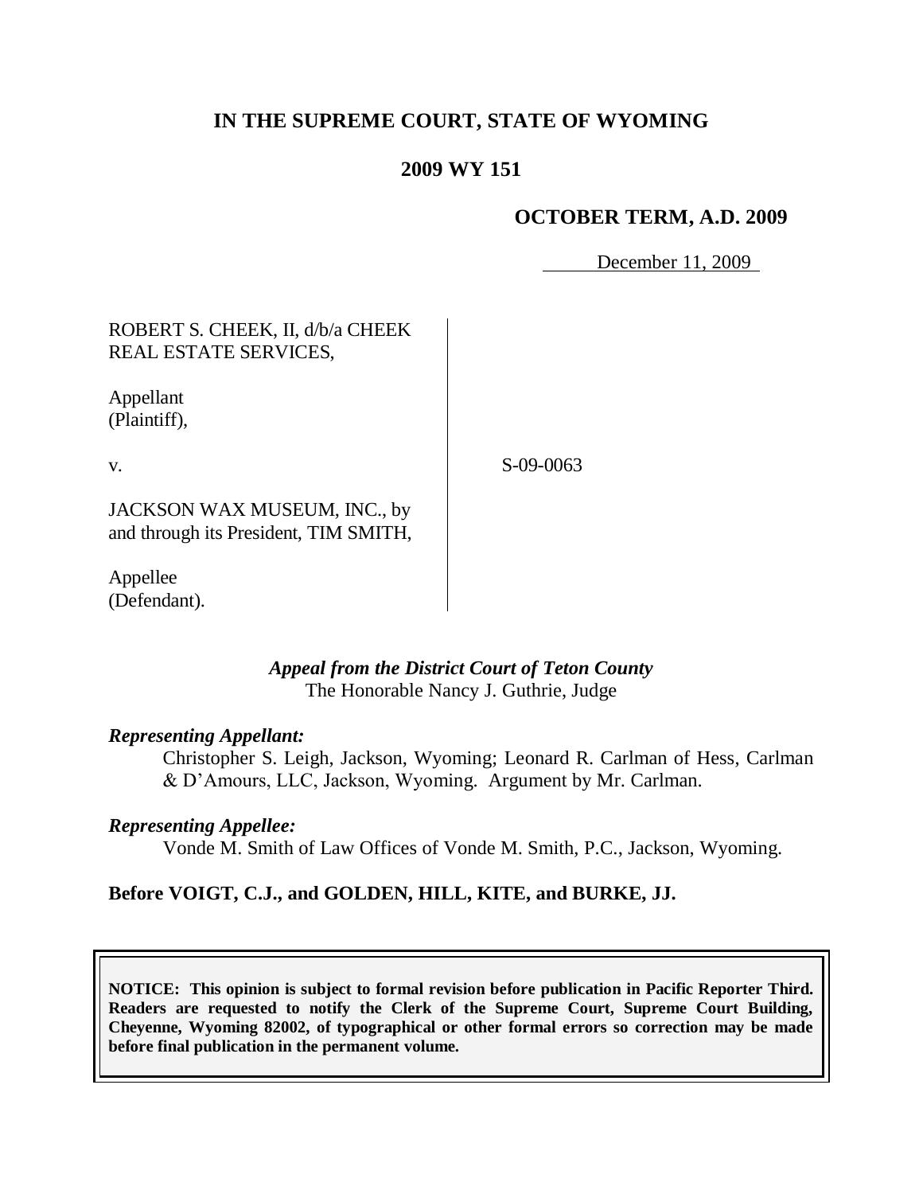# IN THE SUPREME COURT, STATE OF WYOMING

## 2009 WY 151

### OCTOBER TERM, A.D. 2009

December 11, 2009

ROBERT S. CHEEK, II, d/b/a CHEEK REAL ESTATE SERVICES,

Appellant
(Plaintiff),

v.

JACKSON WAX MUSEUM, INC., by and through its President, TIM SMITH,

Appellee
(Defendant).

S-09-0063

*Appeal from the District Court of Teton County*
The Honorable Nancy J. Guthrie, Judge

***Representing Appellant:***

Christopher S. Leigh, Jackson, Wyoming; Leonard R. Carlman of Hess, Carlman & D'Amours, LLC, Jackson, Wyoming. Argument by Mr. Carlman.

***Representing Appellee:***

Vonde M. Smith of Law Offices of Vonde M. Smith, P.C., Jackson, Wyoming.

**Before VOIGT, C.J., and GOLDEN, HILL, KITE, and BURKE, JJ.**

**NOTICE: This opinion is subject to formal revision before publication in Pacific Reporter Third. Readers are requested to notify the Clerk of the Supreme Court, Supreme Court Building, Cheyenne, Wyoming 82002, of typographical or other formal errors so correction may be made before final publication in the permanent volume.**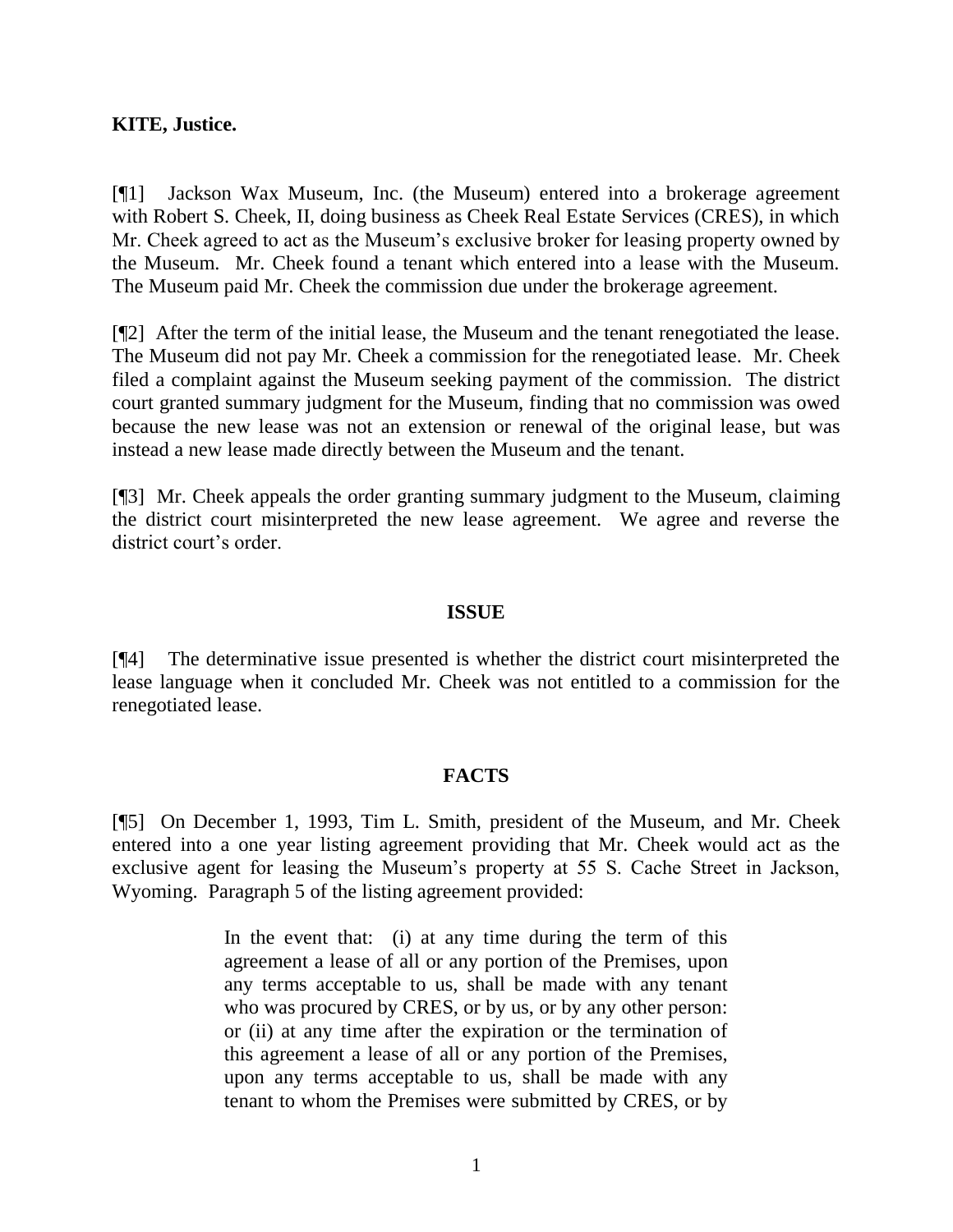**KITE, Justice.**

[¶1] Jackson Wax Museum, Inc. (the Museum) entered into a brokerage agreement with Robert S. Cheek, II, doing business as Cheek Real Estate Services (CRES), in which Mr. Cheek agreed to act as the Museum's exclusive broker for leasing property owned by the Museum. Mr. Cheek found a tenant which entered into a lease with the Museum. The Museum paid Mr. Cheek the commission due under the brokerage agreement.

[¶2] After the term of the initial lease, the Museum and the tenant renegotiated the lease. The Museum did not pay Mr. Cheek a commission for the renegotiated lease. Mr. Cheek filed a complaint against the Museum seeking payment of the commission. The district court granted summary judgment for the Museum, finding that no commission was owed because the new lease was not an extension or renewal of the original lease, but was instead a new lease made directly between the Museum and the tenant.

[¶3] Mr. Cheek appeals the order granting summary judgment to the Museum, claiming the district court misinterpreted the new lease agreement. We agree and reverse the district court's order.

## ISSUE

[¶4] The determinative issue presented is whether the district court misinterpreted the lease language when it concluded Mr. Cheek was not entitled to a commission for the renegotiated lease.

## FACTS

[¶5] On December 1, 1993, Tim L. Smith, president of the Museum, and Mr. Cheek entered into a one year listing agreement providing that Mr. Cheek would act as the exclusive agent for leasing the Museum's property at 55 S. Cache Street in Jackson, Wyoming. Paragraph 5 of the listing agreement provided:

> In the event that: (i) at any time during the term of this agreement a lease of all or any portion of the Premises, upon any terms acceptable to us, shall be made with any tenant who was procured by CRES, or by us, or by any other person: or (ii) at any time after the expiration or the termination of this agreement a lease of all or any portion of the Premises, upon any terms acceptable to us, shall be made with any tenant to whom the Premises were submitted by CRES, or by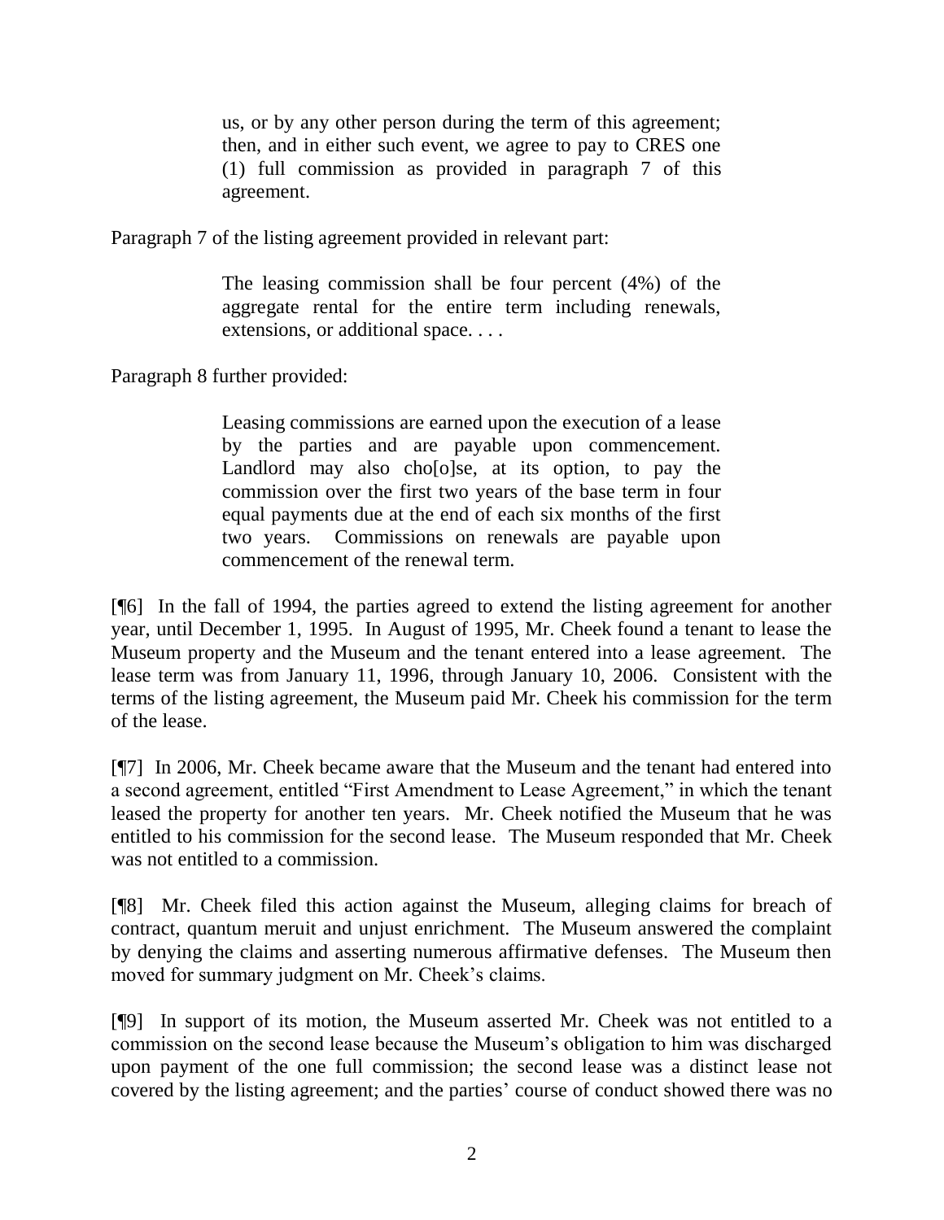> us, or by any other person during the term of this agreement; then, and in either such event, we agree to pay to CRES one (1) full commission as provided in paragraph 7 of this agreement.

Paragraph 7 of the listing agreement provided in relevant part:

> The leasing commission shall be four percent (4%) of the aggregate rental for the entire term including renewals, extensions, or additional space. . . .

Paragraph 8 further provided:

> Leasing commissions are earned upon the execution of a lease by the parties and are payable upon commencement. Landlord may also cho[o]se, at its option, to pay the commission over the first two years of the base term in four equal payments due at the end of each six months of the first two years. Commissions on renewals are payable upon commencement of the renewal term.

[¶6] In the fall of 1994, the parties agreed to extend the listing agreement for another year, until December 1, 1995. In August of 1995, Mr. Cheek found a tenant to lease the Museum property and the Museum and the tenant entered into a lease agreement. The lease term was from January 11, 1996, through January 10, 2006. Consistent with the terms of the listing agreement, the Museum paid Mr. Cheek his commission for the term of the lease.

[¶7] In 2006, Mr. Cheek became aware that the Museum and the tenant had entered into a second agreement, entitled "First Amendment to Lease Agreement," in which the tenant leased the property for another ten years. Mr. Cheek notified the Museum that he was entitled to his commission for the second lease. The Museum responded that Mr. Cheek was not entitled to a commission.

[¶8] Mr. Cheek filed this action against the Museum, alleging claims for breach of contract, quantum meruit and unjust enrichment. The Museum answered the complaint by denying the claims and asserting numerous affirmative defenses. The Museum then moved for summary judgment on Mr. Cheek's claims.

[¶9] In support of its motion, the Museum asserted Mr. Cheek was not entitled to a commission on the second lease because the Museum's obligation to him was discharged upon payment of the one full commission; the second lease was a distinct lease not covered by the listing agreement; and the parties' course of conduct showed there was no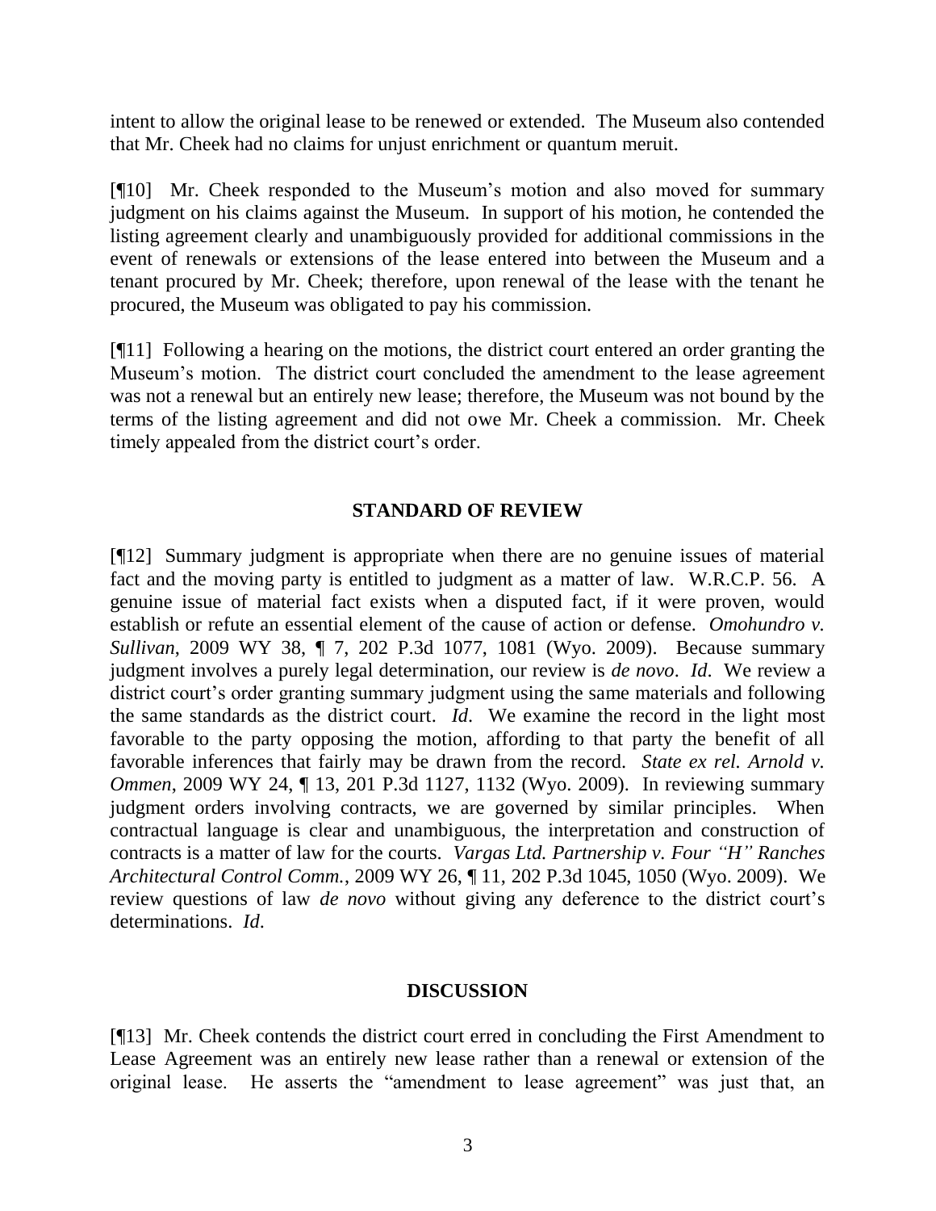intent to allow the original lease to be renewed or extended. The Museum also contended that Mr. Cheek had no claims for unjust enrichment or quantum meruit.

[¶10] Mr. Cheek responded to the Museum's motion and also moved for summary judgment on his claims against the Museum. In support of his motion, he contended the listing agreement clearly and unambiguously provided for additional commissions in the event of renewals or extensions of the lease entered into between the Museum and a tenant procured by Mr. Cheek; therefore, upon renewal of the lease with the tenant he procured, the Museum was obligated to pay his commission.

[¶11] Following a hearing on the motions, the district court entered an order granting the Museum's motion. The district court concluded the amendment to the lease agreement was not a renewal but an entirely new lease; therefore, the Museum was not bound by the terms of the listing agreement and did not owe Mr. Cheek a commission. Mr. Cheek timely appealed from the district court's order.

## STANDARD OF REVIEW

[¶12] Summary judgment is appropriate when there are no genuine issues of material fact and the moving party is entitled to judgment as a matter of law. W.R.C.P. 56. A genuine issue of material fact exists when a disputed fact, if it were proven, would establish or refute an essential element of the cause of action or defense. *Omohundro v. Sullivan*, 2009 WY 38, ¶ 7, 202 P.3d 1077, 1081 (Wyo. 2009). Because summary judgment involves a purely legal determination, our review is *de novo*. *Id*. We review a district court's order granting summary judgment using the same materials and following the same standards as the district court. *Id*. We examine the record in the light most favorable to the party opposing the motion, affording to that party the benefit of all favorable inferences that fairly may be drawn from the record. *State ex rel. Arnold v. Ommen*, 2009 WY 24, ¶ 13, 201 P.3d 1127, 1132 (Wyo. 2009). In reviewing summary judgment orders involving contracts, we are governed by similar principles. When contractual language is clear and unambiguous, the interpretation and construction of contracts is a matter of law for the courts. *Vargas Ltd. Partnership v. Four "H" Ranches Architectural Control Comm.*, 2009 WY 26, ¶ 11, 202 P.3d 1045, 1050 (Wyo. 2009). We review questions of law *de novo* without giving any deference to the district court's determinations. *Id*.

## DISCUSSION

[¶13] Mr. Cheek contends the district court erred in concluding the First Amendment to Lease Agreement was an entirely new lease rather than a renewal or extension of the original lease. He asserts the "amendment to lease agreement" was just that, an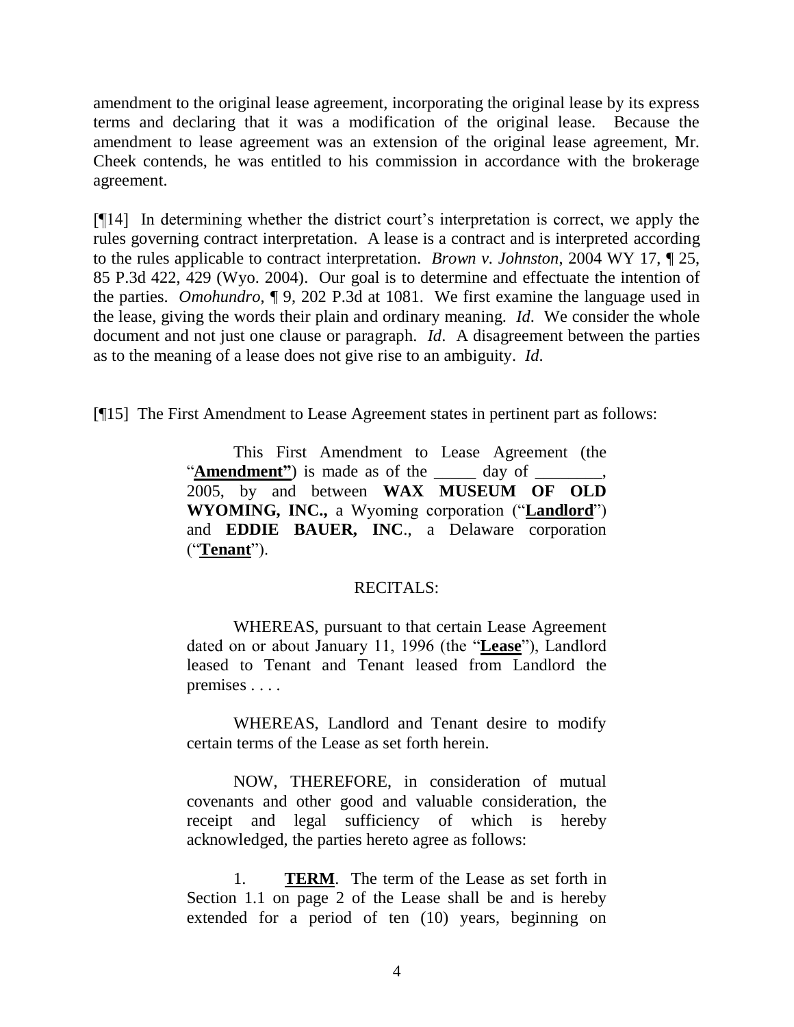amendment to the original lease agreement, incorporating the original lease by its express terms and declaring that it was a modification of the original lease. Because the amendment to lease agreement was an extension of the original lease agreement, Mr. Cheek contends, he was entitled to his commission in accordance with the brokerage agreement.

[¶14] In determining whether the district court's interpretation is correct, we apply the rules governing contract interpretation. A lease is a contract and is interpreted according to the rules applicable to contract interpretation. *Brown v. Johnston*, 2004 WY 17, ¶ 25, 85 P.3d 422, 429 (Wyo. 2004). Our goal is to determine and effectuate the intention of the parties. *Omohundro*, ¶ 9, 202 P.3d at 1081. We first examine the language used in the lease, giving the words their plain and ordinary meaning. *Id*. We consider the whole document and not just one clause or paragraph. *Id*. A disagreement between the parties as to the meaning of a lease does not give rise to an ambiguity. *Id*.

[¶15] The First Amendment to Lease Agreement states in pertinent part as follows:

> This First Amendment to Lease Agreement (the "**Amendment"**) is made as of the _____ day of ________, 2005, by and between **WAX MUSEUM OF OLD WYOMING, INC.,** a Wyoming corporation ("**Landlord**") and **EDDIE BAUER, INC**., a Delaware corporation ("**Tenant**").
>
> RECITALS:
>
> WHEREAS, pursuant to that certain Lease Agreement dated on or about January 11, 1996 (the "**Lease**"), Landlord leased to Tenant and Tenant leased from Landlord the premises . . . .
>
> WHEREAS, Landlord and Tenant desire to modify certain terms of the Lease as set forth herein.
>
> NOW, THEREFORE, in consideration of mutual covenants and other good and valuable consideration, the receipt and legal sufficiency of which is hereby acknowledged, the parties hereto agree as follows:
>
> 1. **TERM**. The term of the Lease as set forth in Section 1.1 on page 2 of the Lease shall be and is hereby extended for a period of ten (10) years, beginning on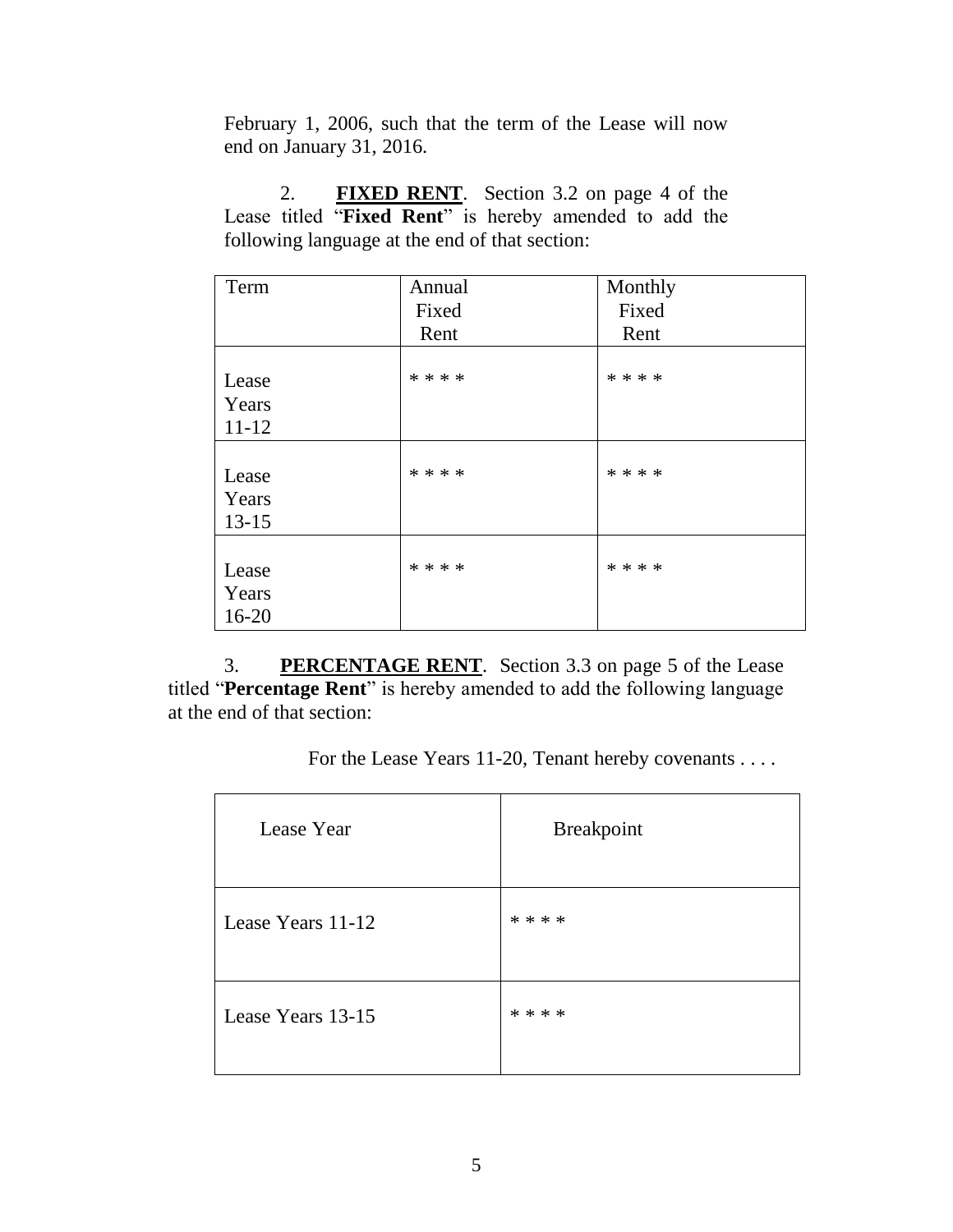February 1, 2006, such that the term of the Lease will now end on January 31, 2016.

2. **FIXED RENT**. Section 3.2 on page 4 of the Lease titled "**Fixed Rent**" is hereby amended to add the following language at the end of that section:

| Term | Annual Fixed Rent | Monthly Fixed Rent |
| --- | --- | --- |
| Lease Years 11-12 | * * * * | * * * * |
| Lease Years 13-15 | * * * * | * * * * |
| Lease Years 16-20 | * * * * | * * * * |

3. **PERCENTAGE RENT**. Section 3.3 on page 5 of the Lease titled "**Percentage Rent**" is hereby amended to add the following language at the end of that section:

For the Lease Years 11-20, Tenant hereby covenants . . . .

| Lease Year | Breakpoint |
| --- | --- |
| Lease Years 11-12 | * * * * |
| Lease Years 13-15 | * * * * |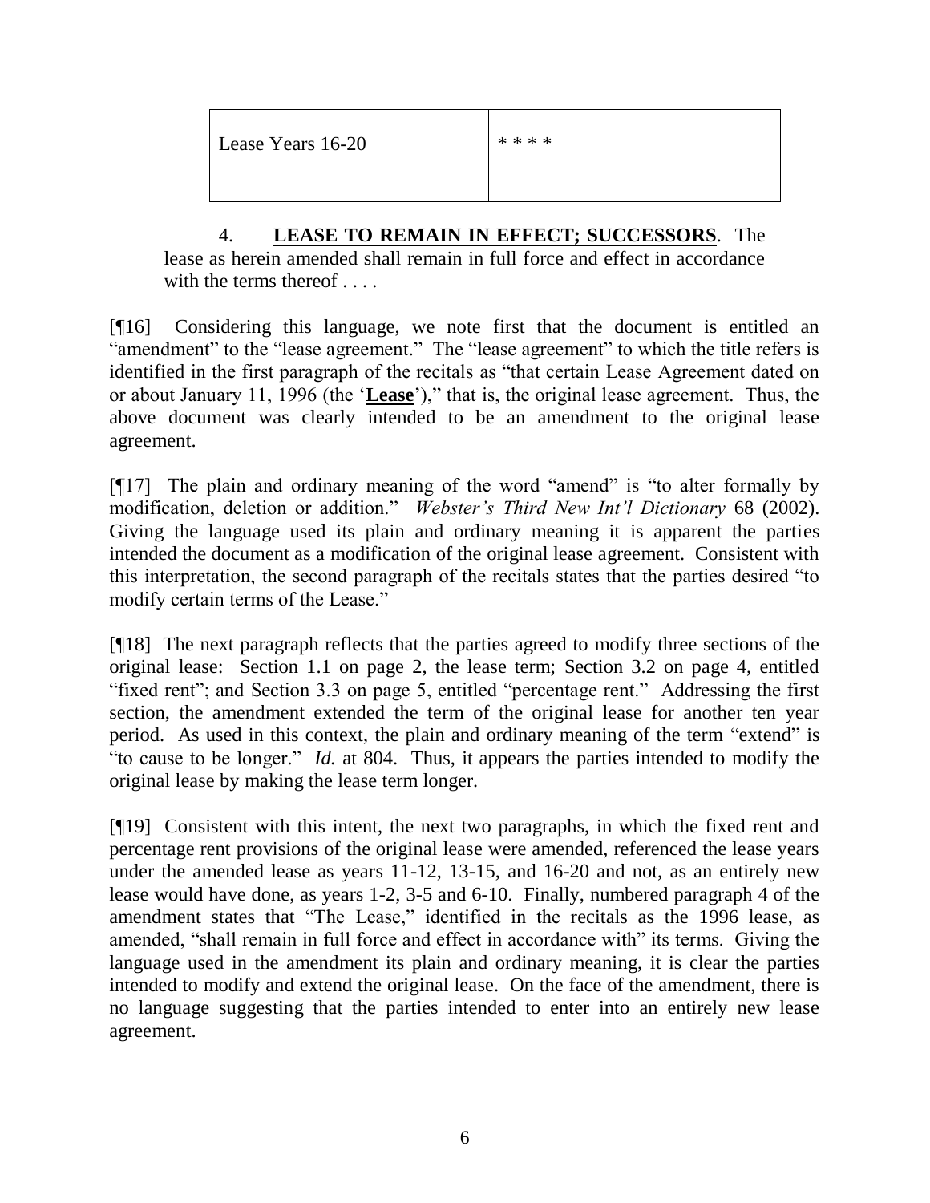| Lease Years 16-20 | * * * * |
|---|---|

> 4. **LEASE TO REMAIN IN EFFECT; SUCCESSORS**. The lease as herein amended shall remain in full force and effect in accordance with the terms thereof . . . .

[¶16] Considering this language, we note first that the document is entitled an "amendment" to the "lease agreement." The "lease agreement" to which the title refers is identified in the first paragraph of the recitals as "that certain Lease Agreement dated on or about January 11, 1996 (the '**Lease**')," that is, the original lease agreement. Thus, the above document was clearly intended to be an amendment to the original lease agreement.

[¶17] The plain and ordinary meaning of the word "amend" is "to alter formally by modification, deletion or addition." *Webster's Third New Int'l Dictionary* 68 (2002). Giving the language used its plain and ordinary meaning it is apparent the parties intended the document as a modification of the original lease agreement. Consistent with this interpretation, the second paragraph of the recitals states that the parties desired "to modify certain terms of the Lease."

[¶18] The next paragraph reflects that the parties agreed to modify three sections of the original lease: Section 1.1 on page 2, the lease term; Section 3.2 on page 4, entitled "fixed rent"; and Section 3.3 on page 5, entitled "percentage rent." Addressing the first section, the amendment extended the term of the original lease for another ten year period. As used in this context, the plain and ordinary meaning of the term "extend" is "to cause to be longer." *Id.* at 804. Thus, it appears the parties intended to modify the original lease by making the lease term longer.

[¶19] Consistent with this intent, the next two paragraphs, in which the fixed rent and percentage rent provisions of the original lease were amended, referenced the lease years under the amended lease as years 11-12, 13-15, and 16-20 and not, as an entirely new lease would have done, as years 1-2, 3-5 and 6-10. Finally, numbered paragraph 4 of the amendment states that "The Lease," identified in the recitals as the 1996 lease, as amended, "shall remain in full force and effect in accordance with" its terms. Giving the language used in the amendment its plain and ordinary meaning, it is clear the parties intended to modify and extend the original lease. On the face of the amendment, there is no language suggesting that the parties intended to enter into an entirely new lease agreement.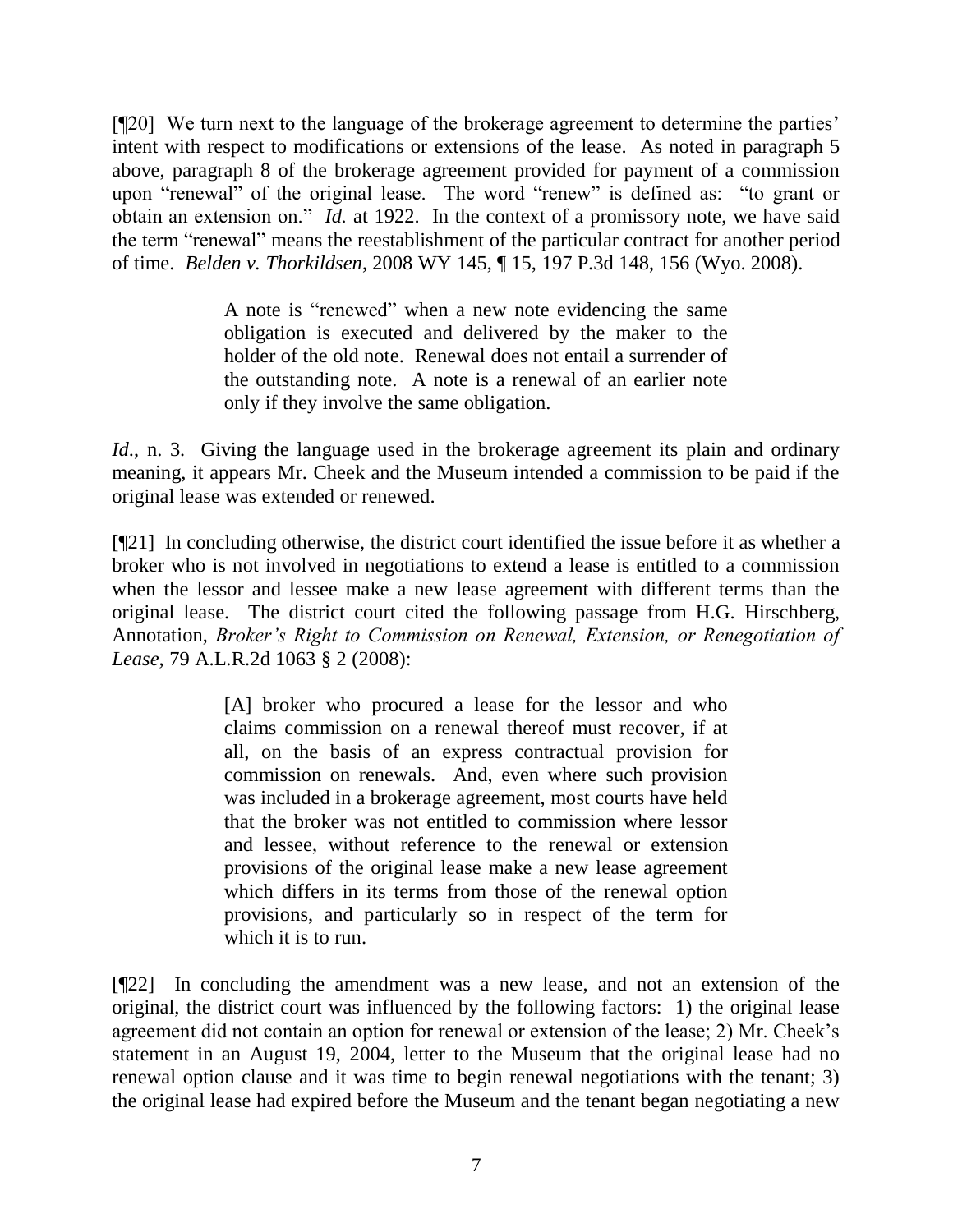[¶20] We turn next to the language of the brokerage agreement to determine the parties' intent with respect to modifications or extensions of the lease. As noted in paragraph 5 above, paragraph 8 of the brokerage agreement provided for payment of a commission upon "renewal" of the original lease. The word "renew" is defined as: "to grant or obtain an extension on." *Id.* at 1922. In the context of a promissory note, we have said the term "renewal" means the reestablishment of the particular contract for another period of time. *Belden v. Thorkildsen*, 2008 WY 145, ¶ 15, 197 P.3d 148, 156 (Wyo. 2008).

> A note is "renewed" when a new note evidencing the same obligation is executed and delivered by the maker to the holder of the old note. Renewal does not entail a surrender of the outstanding note. A note is a renewal of an earlier note only if they involve the same obligation.

*Id*., n. 3. Giving the language used in the brokerage agreement its plain and ordinary meaning, it appears Mr. Cheek and the Museum intended a commission to be paid if the original lease was extended or renewed.

[¶21] In concluding otherwise, the district court identified the issue before it as whether a broker who is not involved in negotiations to extend a lease is entitled to a commission when the lessor and lessee make a new lease agreement with different terms than the original lease. The district court cited the following passage from H.G. Hirschberg, Annotation, *Broker's Right to Commission on Renewal, Extension, or Renegotiation of Lease*, 79 A.L.R.2d 1063 § 2 (2008):

> [A] broker who procured a lease for the lessor and who claims commission on a renewal thereof must recover, if at all, on the basis of an express contractual provision for commission on renewals. And, even where such provision was included in a brokerage agreement, most courts have held that the broker was not entitled to commission where lessor and lessee, without reference to the renewal or extension provisions of the original lease make a new lease agreement which differs in its terms from those of the renewal option provisions, and particularly so in respect of the term for which it is to run.

[¶22] In concluding the amendment was a new lease, and not an extension of the original, the district court was influenced by the following factors: 1) the original lease agreement did not contain an option for renewal or extension of the lease; 2) Mr. Cheek's statement in an August 19, 2004, letter to the Museum that the original lease had no renewal option clause and it was time to begin renewal negotiations with the tenant; 3) the original lease had expired before the Museum and the tenant began negotiating a new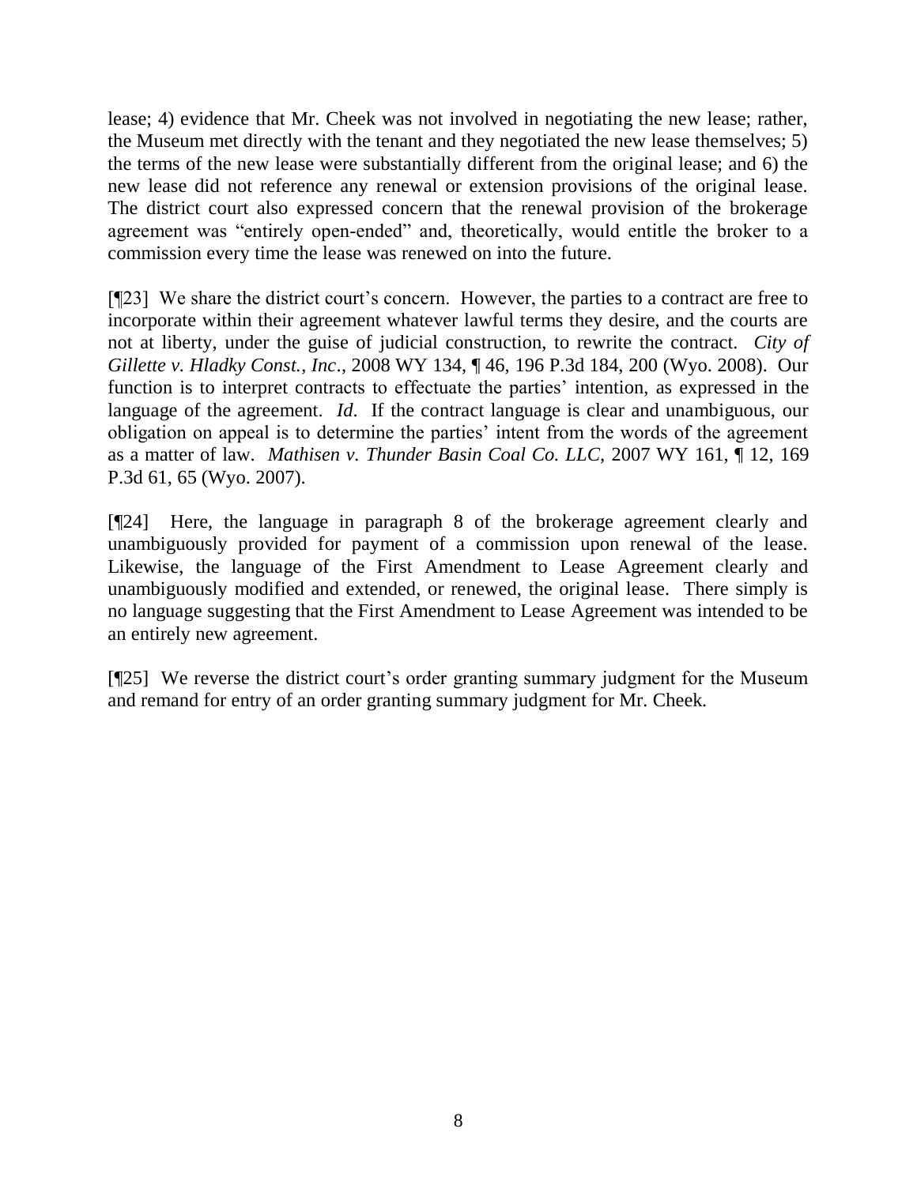lease; 4) evidence that Mr. Cheek was not involved in negotiating the new lease; rather, the Museum met directly with the tenant and they negotiated the new lease themselves; 5) the terms of the new lease were substantially different from the original lease; and 6) the new lease did not reference any renewal or extension provisions of the original lease. The district court also expressed concern that the renewal provision of the brokerage agreement was "entirely open-ended" and, theoretically, would entitle the broker to a commission every time the lease was renewed on into the future.

[¶23] We share the district court's concern. However, the parties to a contract are free to incorporate within their agreement whatever lawful terms they desire, and the courts are not at liberty, under the guise of judicial construction, to rewrite the contract. *City of Gillette v. Hladky Const., Inc*., 2008 WY 134, ¶ 46, 196 P.3d 184, 200 (Wyo. 2008). Our function is to interpret contracts to effectuate the parties' intention, as expressed in the language of the agreement. *Id*. If the contract language is clear and unambiguous, our obligation on appeal is to determine the parties' intent from the words of the agreement as a matter of law. *Mathisen v. Thunder Basin Coal Co. LLC,* 2007 WY 161, ¶ 12, 169 P.3d 61, 65 (Wyo. 2007).

[¶24] Here, the language in paragraph 8 of the brokerage agreement clearly and unambiguously provided for payment of a commission upon renewal of the lease. Likewise, the language of the First Amendment to Lease Agreement clearly and unambiguously modified and extended, or renewed, the original lease. There simply is no language suggesting that the First Amendment to Lease Agreement was intended to be an entirely new agreement.

[¶25] We reverse the district court's order granting summary judgment for the Museum and remand for entry of an order granting summary judgment for Mr. Cheek.